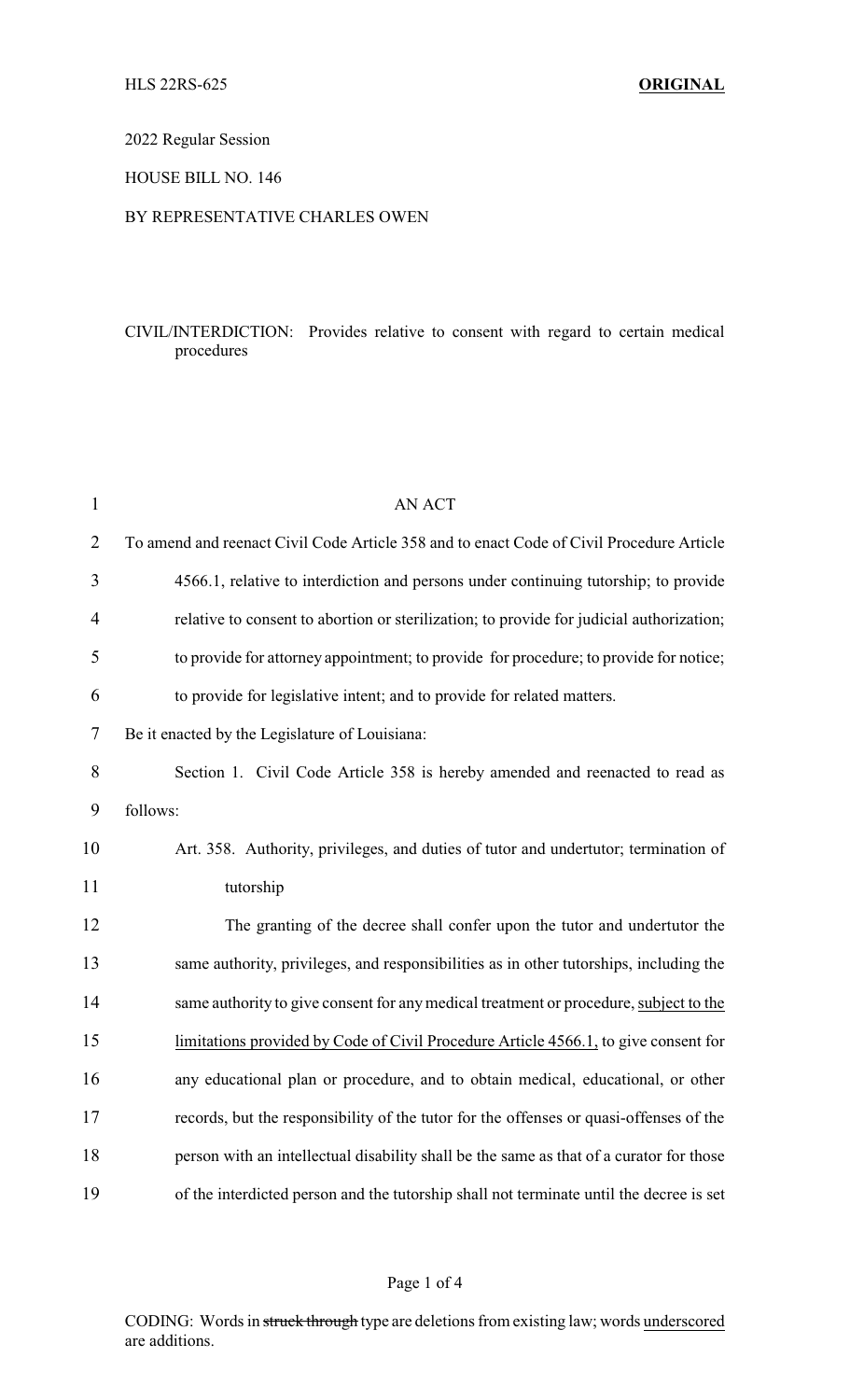HLS 22RS-625 **ORIGINAL**

2022 Regular Session

HOUSE BILL NO. 146

BY REPRESENTATIVE CHARLES OWEN

CIVIL/INTERDICTION: Provides relative to consent with regard to certain medical procedures

AN ACT

To amend and reenact Civil Code Article 358 and to enact Code of Civil Procedure Article 4566.1, relative to interdiction and persons under continuing tutorship; to provide relative to consent to abortion or sterilization; to provide for judicial authorization; to provide for attorney appointment; to provide for procedure; to provide for notice; to provide for legislative intent; and to provide for related matters.

Be it enacted by the Legislature of Louisiana:

Section 1. Civil Code Article 358 is hereby amended and reenacted to read as follows:

Art. 358. Authority, privileges, and duties of tutor and undertutor; termination of tutorship

The granting of the decree shall confer upon the tutor and undertutor the same authority, privileges, and responsibilities as in other tutorships, including the same authority to give consent for any medical treatment or procedure, <u>subject to the limitations provided by Code of Civil Procedure Article 4566.1,</u> to give consent for any educational plan or procedure, and to obtain medical, educational, or other records, but the responsibility of the tutor for the offenses or quasi-offenses of the person with an intellectual disability shall be the same as that of a curator for those of the interdicted person and the tutorship shall not terminate until the decree is set

CODING: Words in ~~struck through~~ type are deletions from existing law; words <u>underscored</u> are additions.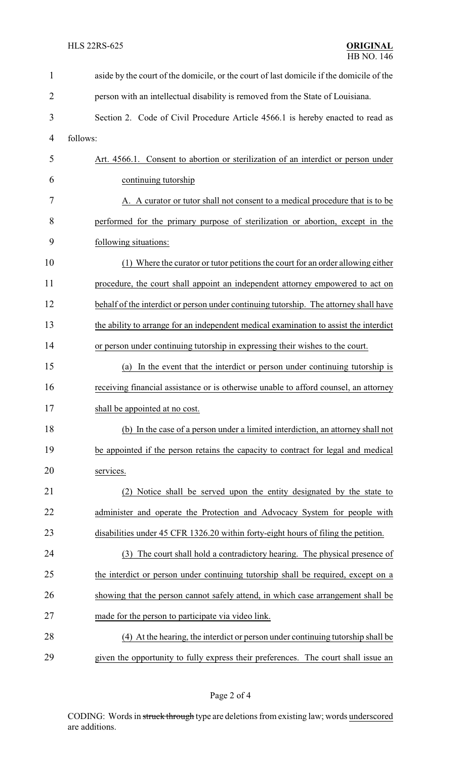aside by the court of the domicile, or the court of last domicile if the domicile of the person with an intellectual disability is removed from the State of Louisiana.

Section 2. Code of Civil Procedure Article 4566.1 is hereby enacted to read as follows:

<u>Art. 4566.1. Consent to abortion or sterilization of an interdict or person under continuing tutorship</u>

<u>A. A curator or tutor shall not consent to a medical procedure that is to be performed for the primary purpose of sterilization or abortion, except in the following situations:</u>

<u>(1) Where the curator or tutor petitions the court for an order allowing either procedure, the court shall appoint an independent attorney empowered to act on behalf of the interdict or person under continuing tutorship. The attorney shall have the ability to arrange for an independent medical examination to assist the interdict or person under continuing tutorship in expressing their wishes to the court.</u>

<u>(a) In the event that the interdict or person under continuing tutorship is receiving financial assistance or is otherwise unable to afford counsel, an attorney shall be appointed at no cost.</u>

<u>(b) In the case of a person under a limited interdiction, an attorney shall not be appointed if the person retains the capacity to contract for legal and medical services.</u>

<u>(2) Notice shall be served upon the entity designated by the state to administer and operate the Protection and Advocacy System for people with disabilities under 45 CFR 1326.20 within forty-eight hours of filing the petition.</u>

<u>(3) The court shall hold a contradictory hearing. The physical presence of the interdict or person under continuing tutorship shall be required, except on a showing that the person cannot safely attend, in which case arrangement shall be made for the person to participate via video link.</u>

<u>(4) At the hearing, the interdict or person under continuing tutorship shall be given the opportunity to fully express their preferences. The court shall issue an</u>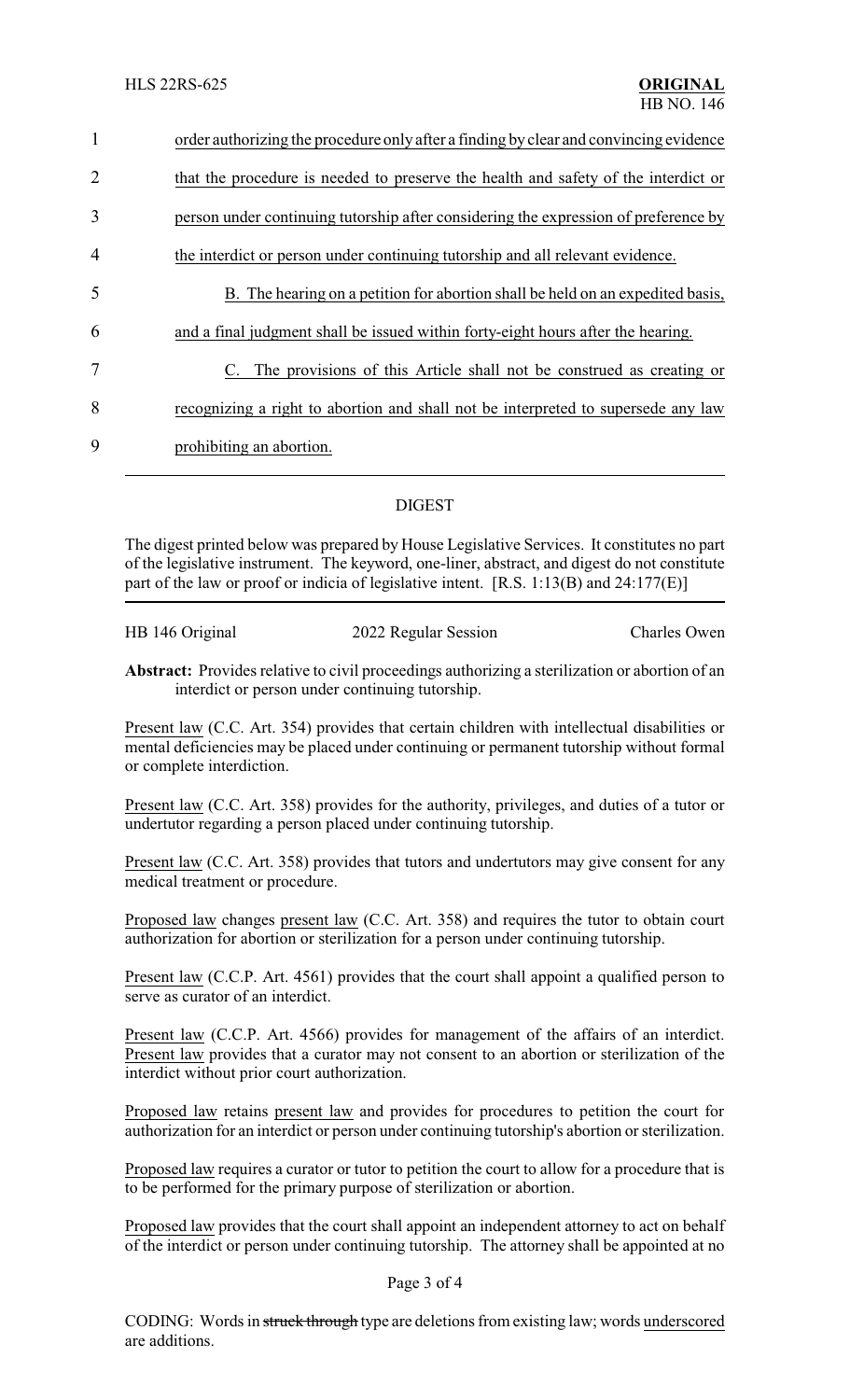1 order authorizing the procedure only after a finding by clear and convincing evidence

2 that the procedure is needed to preserve the health and safety of the interdict or

3 person under continuing tutorship after considering the expression of preference by

4 the interdict or person under continuing tutorship and all relevant evidence.

5 B. The hearing on a petition for abortion shall be held on an expedited basis,

6 and a final judgment shall be issued within forty-eight hours after the hearing.

7 C. The provisions of this Article shall not be construed as creating or

8 recognizing a right to abortion and shall not be interpreted to supersede any law

9 prohibiting an abortion.

## DIGEST

The digest printed below was prepared by House Legislative Services. It constitutes no part of the legislative instrument. The keyword, one-liner, abstract, and digest do not constitute part of the law or proof or indicia of legislative intent. [R.S. 1:13(B) and 24:177(E)]

HB 146 Original — 2022 Regular Session — Charles Owen

**Abstract:** Provides relative to civil proceedings authorizing a sterilization or abortion of an interdict or person under continuing tutorship.

Present law (C.C. Art. 354) provides that certain children with intellectual disabilities or mental deficiencies may be placed under continuing or permanent tutorship without formal or complete interdiction.

Present law (C.C. Art. 358) provides for the authority, privileges, and duties of a tutor or undertutor regarding a person placed under continuing tutorship.

Present law (C.C. Art. 358) provides that tutors and undertutors may give consent for any medical treatment or procedure.

Proposed law changes present law (C.C. Art. 358) and requires the tutor to obtain court authorization for abortion or sterilization for a person under continuing tutorship.

Present law (C.C.P. Art. 4561) provides that the court shall appoint a qualified person to serve as curator of an interdict.

Present law (C.C.P. Art. 4566) provides for management of the affairs of an interdict. Present law provides that a curator may not consent to an abortion or sterilization of the interdict without prior court authorization.

Proposed law retains present law and provides for procedures to petition the court for authorization for an interdict or person under continuing tutorship's abortion or sterilization.

Proposed law requires a curator or tutor to petition the court to allow for a procedure that is to be performed for the primary purpose of sterilization or abortion.

Proposed law provides that the court shall appoint an independent attorney to act on behalf of the interdict or person under continuing tutorship. The attorney shall be appointed at no

CODING: Words in ~~struck through~~ type are deletions from existing law; words underscored are additions.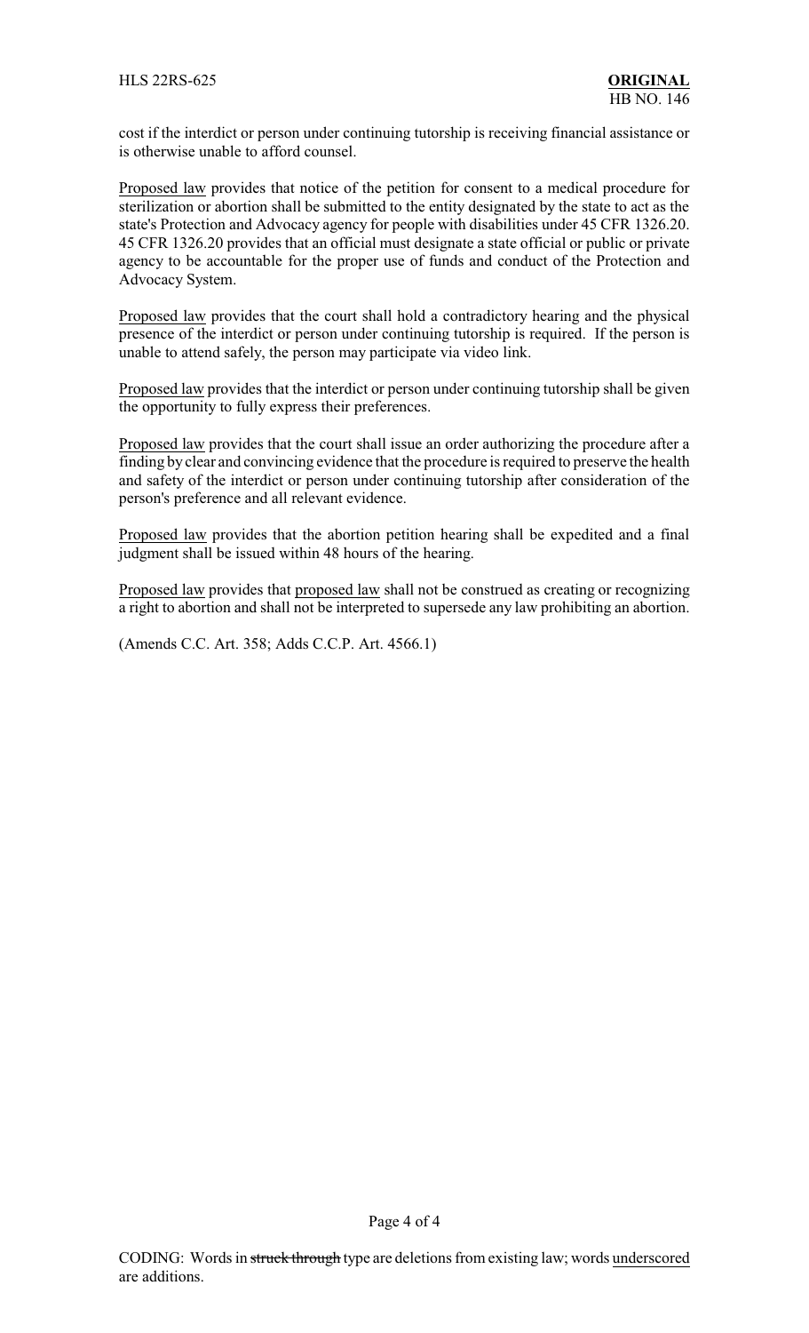cost if the interdict or person under continuing tutorship is receiving financial assistance or is otherwise unable to afford counsel.

Proposed law provides that notice of the petition for consent to a medical procedure for sterilization or abortion shall be submitted to the entity designated by the state to act as the state's Protection and Advocacy agency for people with disabilities under 45 CFR 1326.20. 45 CFR 1326.20 provides that an official must designate a state official or public or private agency to be accountable for the proper use of funds and conduct of the Protection and Advocacy System.

Proposed law provides that the court shall hold a contradictory hearing and the physical presence of the interdict or person under continuing tutorship is required. If the person is unable to attend safely, the person may participate via video link.

Proposed law provides that the interdict or person under continuing tutorship shall be given the opportunity to fully express their preferences.

Proposed law provides that the court shall issue an order authorizing the procedure after a finding by clear and convincing evidence that the procedure is required to preserve the health and safety of the interdict or person under continuing tutorship after consideration of the person's preference and all relevant evidence.

Proposed law provides that the abortion petition hearing shall be expedited and a final judgment shall be issued within 48 hours of the hearing.

Proposed law provides that proposed law shall not be construed as creating or recognizing a right to abortion and shall not be interpreted to supersede any law prohibiting an abortion.

(Amends C.C. Art. 358; Adds C.C.P. Art. 4566.1)